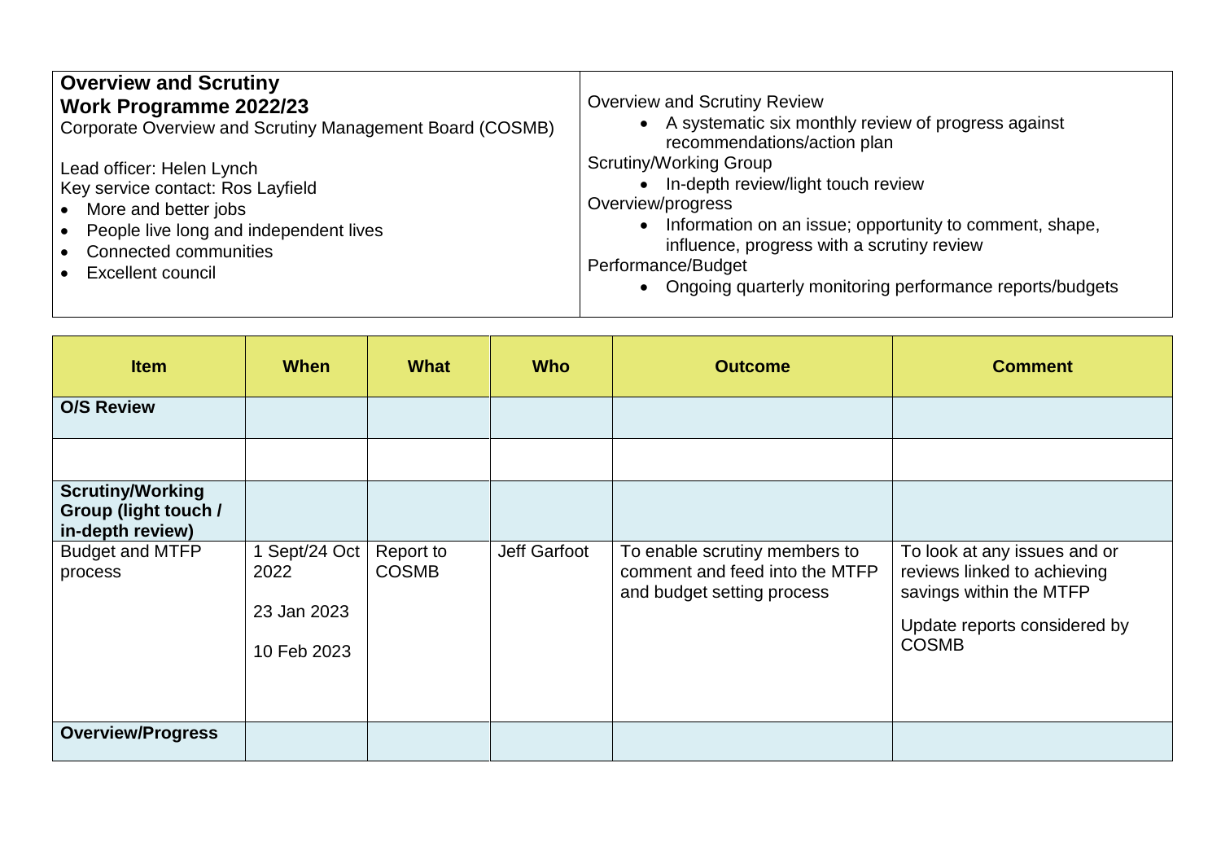| **Overview and Scrutiny Work Programme 2022/23** Corporate Overview and Scrutiny Management Board (COSMB)<br><br>Lead officer: Helen Lynch<br>Key service contact: Ros Layfield<br>• More and better jobs<br>• People live long and independent lives<br>• Connected communities<br>• Excellent council | Overview and Scrutiny Review<br>• A systematic six monthly review of progress against recommendations/action plan<br>Scrutiny/Working Group<br>• In-depth review/light touch review<br>Overview/progress<br>• Information on an issue; opportunity to comment, shape, influence, progress with a scrutiny review<br>Performance/Budget<br>• Ongoing quarterly monitoring performance reports/budgets |
|---|---|

| Item | When | What | Who | Outcome | Comment |
|---|---|---|---|---|---|
| **O/S Review** | | | | | |
| | | | | | |
| **Scrutiny/Working Group (light touch / in-depth review)** | | | | | |
| Budget and MTFP process | 1 Sept/24 Oct 2022<br><br>23 Jan 2023<br><br>10 Feb 2023 | Report to COSMB | Jeff Garfoot | To enable scrutiny members to comment and feed into the MTFP and budget setting process | To look at any issues and or reviews linked to achieving savings within the MTFP<br><br>Update reports considered by COSMB |
| **Overview/Progress** | | | | | |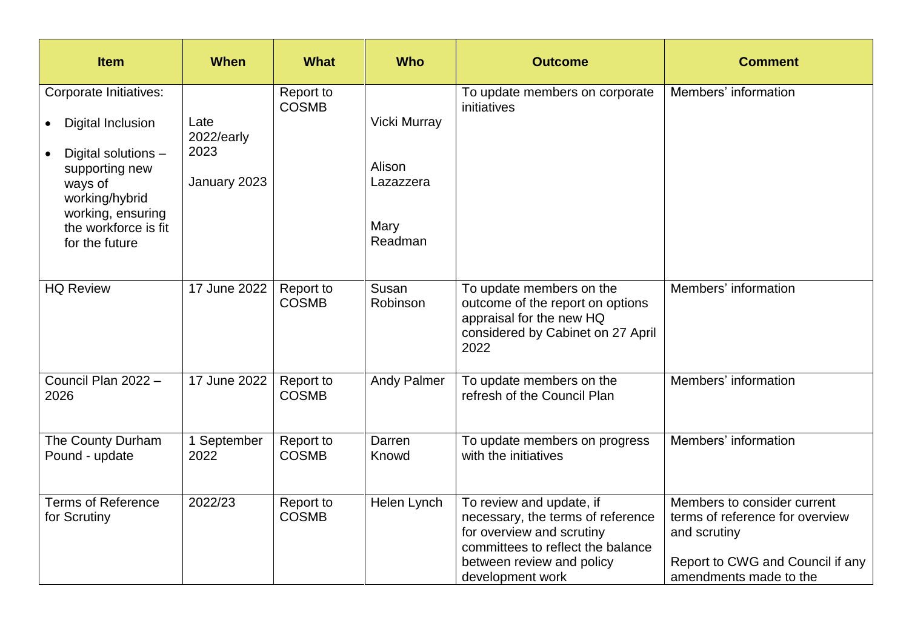| Item | When | What | Who | Outcome | Comment |
|---|---|---|---|---|---|
| Corporate Initiatives:<br>• Digital Inclusion<br>• Digital solutions – supporting new ways of working/hybrid working, ensuring the workforce is fit for the future | Late 2022/early 2023<br><br>January 2023 | Report to COSMB | Vicki Murray<br><br>Alison Lazazzera<br><br>Mary Readman | To update members on corporate initiatives | Members' information |
| HQ Review | 17 June 2022 | Report to COSMB | Susan Robinson | To update members on the outcome of the report on options appraisal for the new HQ considered by Cabinet on 27 April 2022 | Members' information |
| Council Plan 2022 – 2026 | 17 June 2022 | Report to COSMB | Andy Palmer | To update members on the refresh of the Council Plan | Members' information |
| The County Durham Pound - update | 1 September 2022 | Report to COSMB | Darren Knowd | To update members on progress with the initiatives | Members' information |
| Terms of Reference for Scrutiny | 2022/23 | Report to COSMB | Helen Lynch | To review and update, if necessary, the terms of reference for overview and scrutiny committees to reflect the balance between review and policy development work | Members to consider current terms of reference for overview and scrutiny<br><br>Report to CWG and Council if any amendments made to the |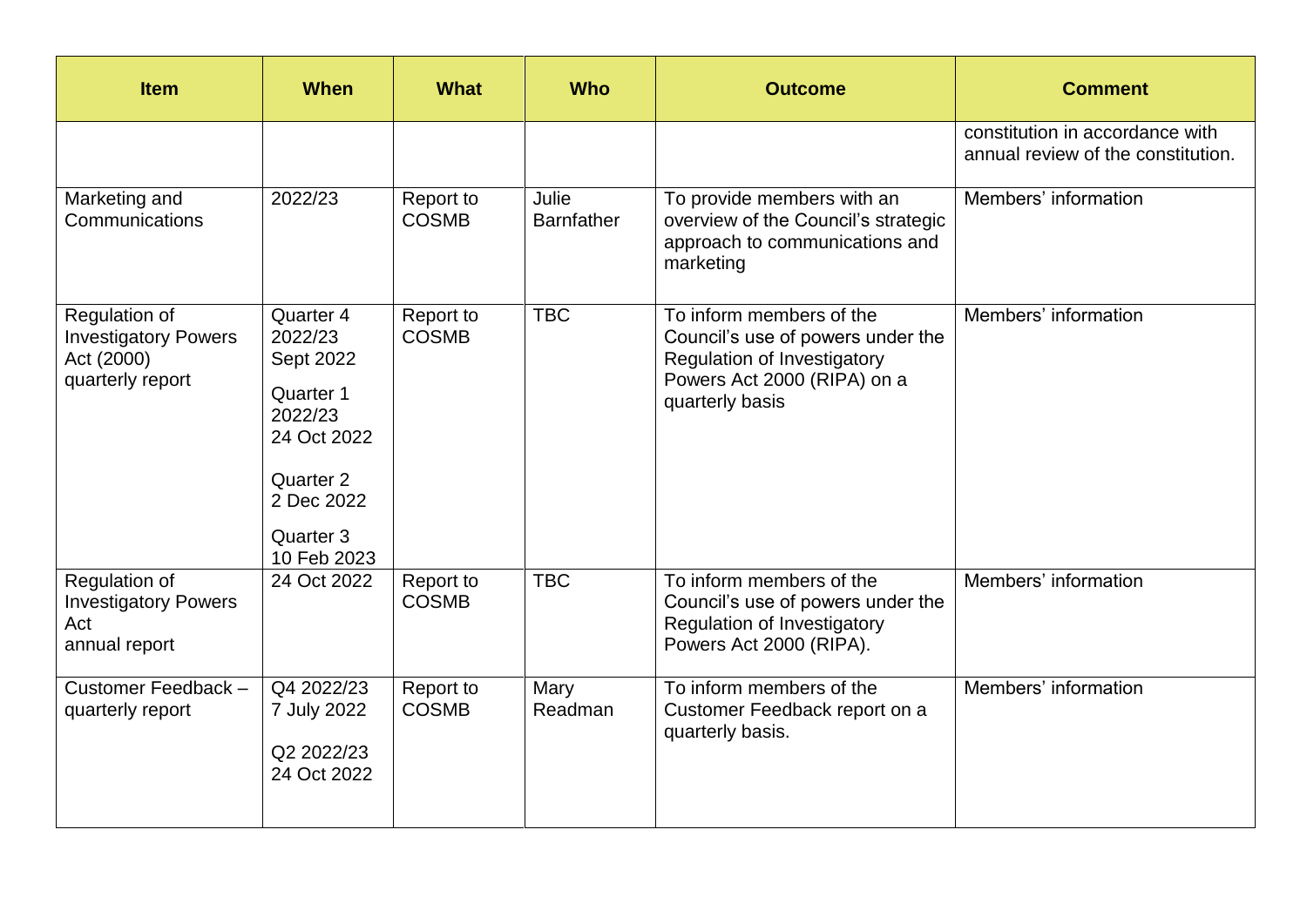| Item | When | What | Who | Outcome | Comment |
| --- | --- | --- | --- | --- | --- |
| | | | | | constitution in accordance with annual review of the constitution. |
| Marketing and Communications | 2022/23 | Report to COSMB | Julie Barnfather | To provide members with an overview of the Council's strategic approach to communications and marketing | Members' information |
| Regulation of Investigatory Powers Act (2000) quarterly report | Quarter 4 2022/23 Sept 2022<br><br>Quarter 1 2022/23 24 Oct 2022<br><br>Quarter 2 2 Dec 2022<br><br>Quarter 3 10 Feb 2023 | Report to COSMB | TBC | To inform members of the Council's use of powers under the Regulation of Investigatory Powers Act 2000 (RIPA) on a quarterly basis | Members' information |
| Regulation of Investigatory Powers Act annual report | 24 Oct 2022 | Report to COSMB | TBC | To inform members of the Council's use of powers under the Regulation of Investigatory Powers Act 2000 (RIPA). | Members' information |
| Customer Feedback – quarterly report | Q4 2022/23 7 July 2022<br><br>Q2 2022/23 24 Oct 2022 | Report to COSMB | Mary Readman | To inform members of the Customer Feedback report on a quarterly basis. | Members' information |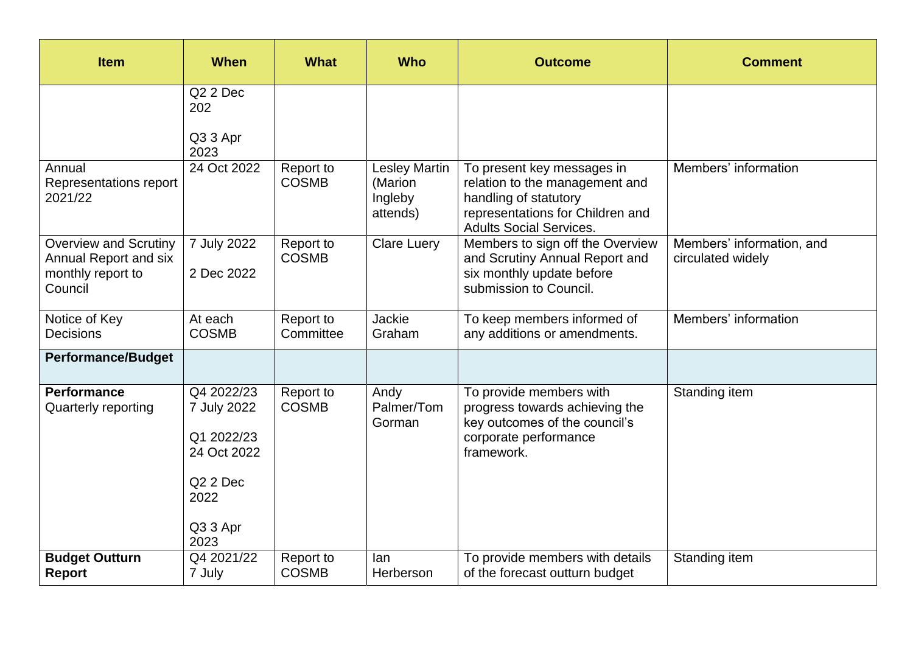| Item | When | What | Who | Outcome | Comment |
|---|---|---|---|---|---|
| | Q2 2 Dec 202<br><br>Q3 3 Apr 2023 | | | | |
| Annual Representations report 2021/22 | 24 Oct 2022 | Report to COSMB | Lesley Martin (Marion Ingleby attends) | To present key messages in relation to the management and handling of statutory representations for Children and Adults Social Services. | Members' information |
| Overview and Scrutiny Annual Report and six monthly report to Council | 7 July 2022<br><br>2 Dec 2022 | Report to COSMB | Clare Luery | Members to sign off the Overview and Scrutiny Annual Report and six monthly update before submission to Council. | Members' information, and circulated widely |
| Notice of Key Decisions | At each COSMB | Report to Committee | Jackie Graham | To keep members informed of any additions or amendments. | Members' information |
| **Performance/Budget** | | | | | |
| **Performance** Quarterly reporting | Q4 2022/23 7 July 2022<br><br>Q1 2022/23 24 Oct 2022<br><br>Q2 2 Dec 2022<br><br>Q3 3 Apr 2023 | Report to COSMB | Andy Palmer/Tom Gorman | To provide members with progress towards achieving the key outcomes of the council's corporate performance framework. | Standing item |
| **Budget Outturn Report** | Q4 2021/22 7 July | Report to COSMB | Ian Herberson | To provide members with details of the forecast outturn budget | Standing item |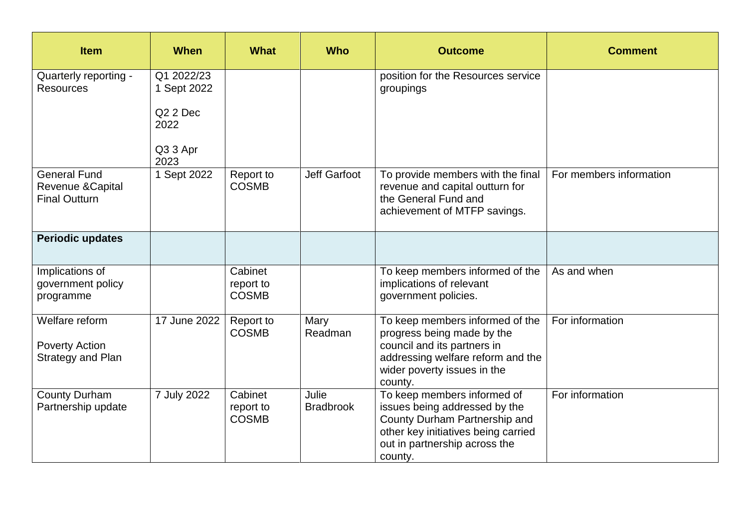| Item | When | What | Who | Outcome | Comment |
|---|---|---|---|---|---|
| Quarterly reporting - Resources | Q1 2022/23 1 Sept 2022<br><br>Q2 2 Dec 2022<br><br>Q3 3 Apr 2023 | | | position for the Resources service groupings | |
| General Fund Revenue &Capital Final Outturn | 1 Sept 2022 | Report to COSMB | Jeff Garfoot | To provide members with the final revenue and capital outturn for the General Fund and achievement of MTFP savings. | For members information |
| **Periodic updates** | | | | | |
| Implications of government policy programme | | Cabinet report to COSMB | | To keep members informed of the implications of relevant government policies. | As and when |
| Welfare reform<br><br>Poverty Action Strategy and Plan | 17 June 2022 | Report to COSMB | Mary Readman | To keep members informed of the progress being made by the council and its partners in addressing welfare reform and the wider poverty issues in the county. | For information |
| County Durham Partnership update | 7 July 2022 | Cabinet report to COSMB | Julie Bradbrook | To keep members informed of issues being addressed by the County Durham Partnership and other key initiatives being carried out in partnership across the county. | For information |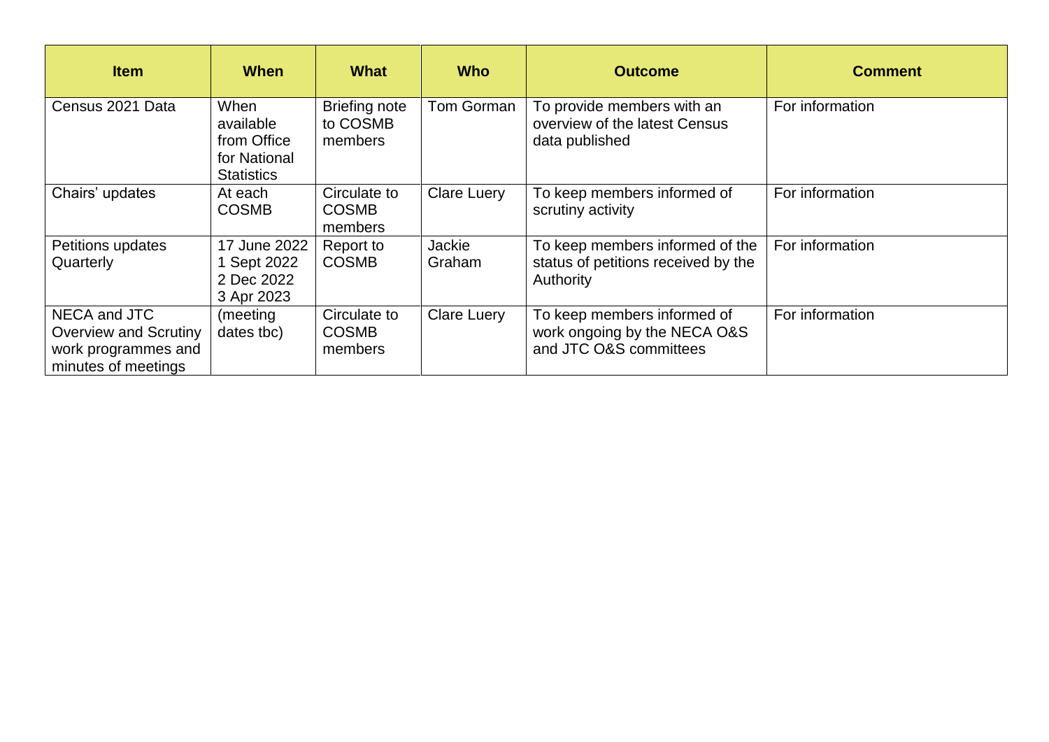| Item | When | What | Who | Outcome | Comment |
|---|---|---|---|---|---|
| Census 2021 Data | When available from Office for National Statistics | Briefing note to COSMB members | Tom Gorman | To provide members with an overview of the latest Census data published | For information |
| Chairs' updates | At each COSMB | Circulate to COSMB members | Clare Luery | To keep members informed of scrutiny activity | For information |
| Petitions updates Quarterly | 17 June 2022<br>1 Sept 2022<br>2 Dec 2022<br>3 Apr 2023 | Report to COSMB | Jackie Graham | To keep members informed of the status of petitions received by the Authority | For information |
| NECA and JTC Overview and Scrutiny work programmes and minutes of meetings | (meeting dates tbc) | Circulate to COSMB members | Clare Luery | To keep members informed of work ongoing by the NECA O&S and JTC O&S committees | For information |